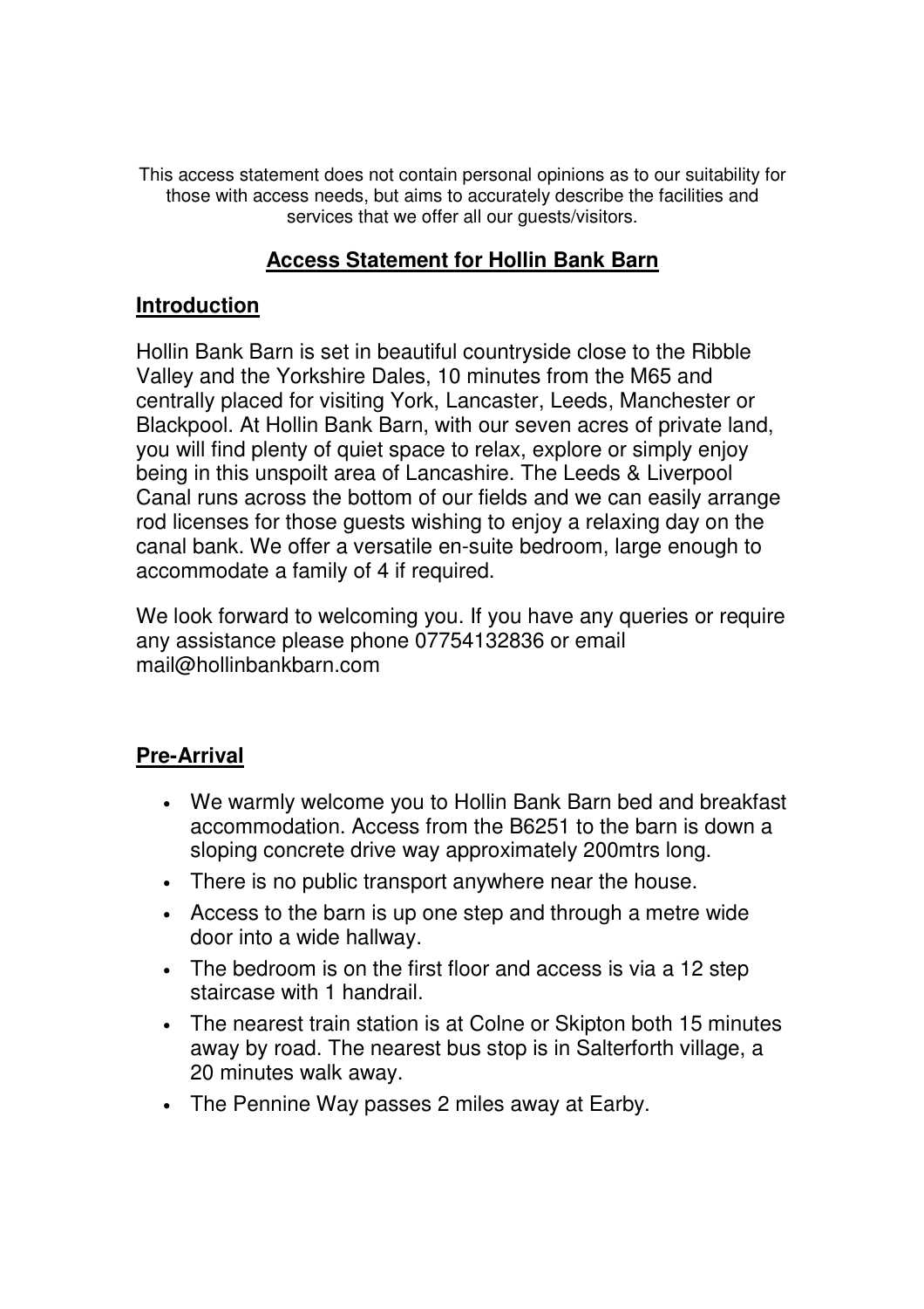This access statement does not contain personal opinions as to our suitability for those with access needs, but aims to accurately describe the facilities and services that we offer all our guests/visitors.

# Access Statement for Hollin Bank Barn

## Introduction

Hollin Bank Barn is set in beautiful countryside close to the Ribble Valley and the Yorkshire Dales, 10 minutes from the M65 and centrally placed for visiting York, Lancaster, Leeds, Manchester or Blackpool. At Hollin Bank Barn, with our seven acres of private land, you will find plenty of quiet space to relax, explore or simply enjoy being in this unspoilt area of Lancashire. The Leeds & Liverpool Canal runs across the bottom of our fields and we can easily arrange rod licenses for those guests wishing to enjoy a relaxing day on the canal bank. We offer a versatile en-suite bedroom, large enough to accommodate a family of 4 if required.

We look forward to welcoming you. If you have any queries or require any assistance please phone 07754132836 or email mail@hollinbankbarn.com

## Pre-Arrival

- We warmly welcome you to Hollin Bank Barn bed and breakfast accommodation. Access from the B6251 to the barn is down a sloping concrete drive way approximately 200mtrs long.
- There is no public transport anywhere near the house.
- Access to the barn is up one step and through a metre wide door into a wide hallway.
- The bedroom is on the first floor and access is via a 12 step staircase with 1 handrail.
- The nearest train station is at Colne or Skipton both 15 minutes away by road. The nearest bus stop is in Salterforth village, a 20 minutes walk away.
- The Pennine Way passes 2 miles away at Earby.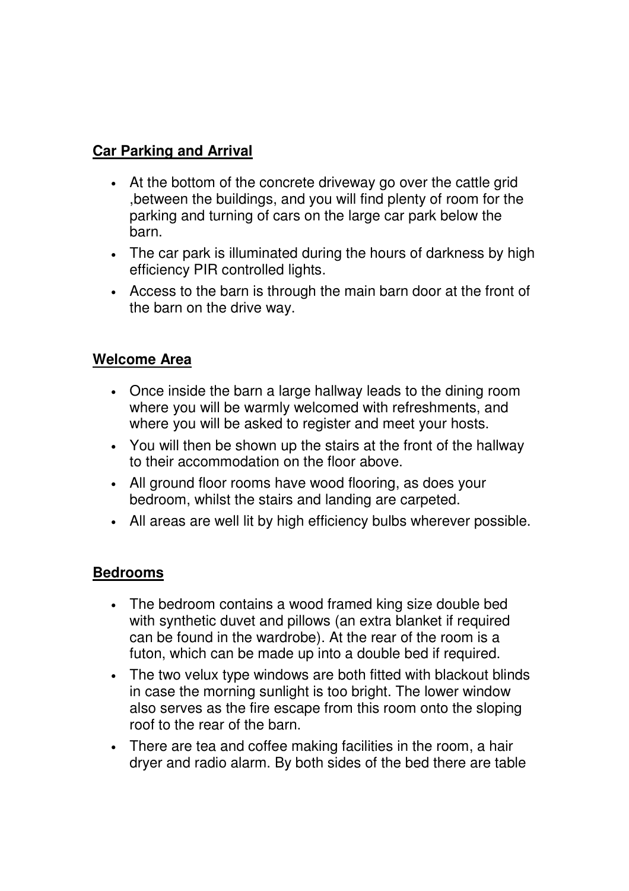**Car Parking and Arrival**

- At the bottom of the concrete driveway go over the cattle grid ,between the buildings, and you will find plenty of room for the parking and turning of cars on the large car park below the barn.
- The car park is illuminated during the hours of darkness by high efficiency PIR controlled lights.
- Access to the barn is through the main barn door at the front of the barn on the drive way.

**Welcome Area**

- Once inside the barn a large hallway leads to the dining room where you will be warmly welcomed with refreshments, and where you will be asked to register and meet your hosts.
- You will then be shown up the stairs at the front of the hallway to their accommodation on the floor above.
- All ground floor rooms have wood flooring, as does your bedroom, whilst the stairs and landing are carpeted.
- All areas are well lit by high efficiency bulbs wherever possible.

**Bedrooms**

- The bedroom contains a wood framed king size double bed with synthetic duvet and pillows (an extra blanket if required can be found in the wardrobe). At the rear of the room is a futon, which can be made up into a double bed if required.
- The two velux type windows are both fitted with blackout blinds in case the morning sunlight is too bright. The lower window also serves as the fire escape from this room onto the sloping roof to the rear of the barn.
- There are tea and coffee making facilities in the room, a hair dryer and radio alarm. By both sides of the bed there are table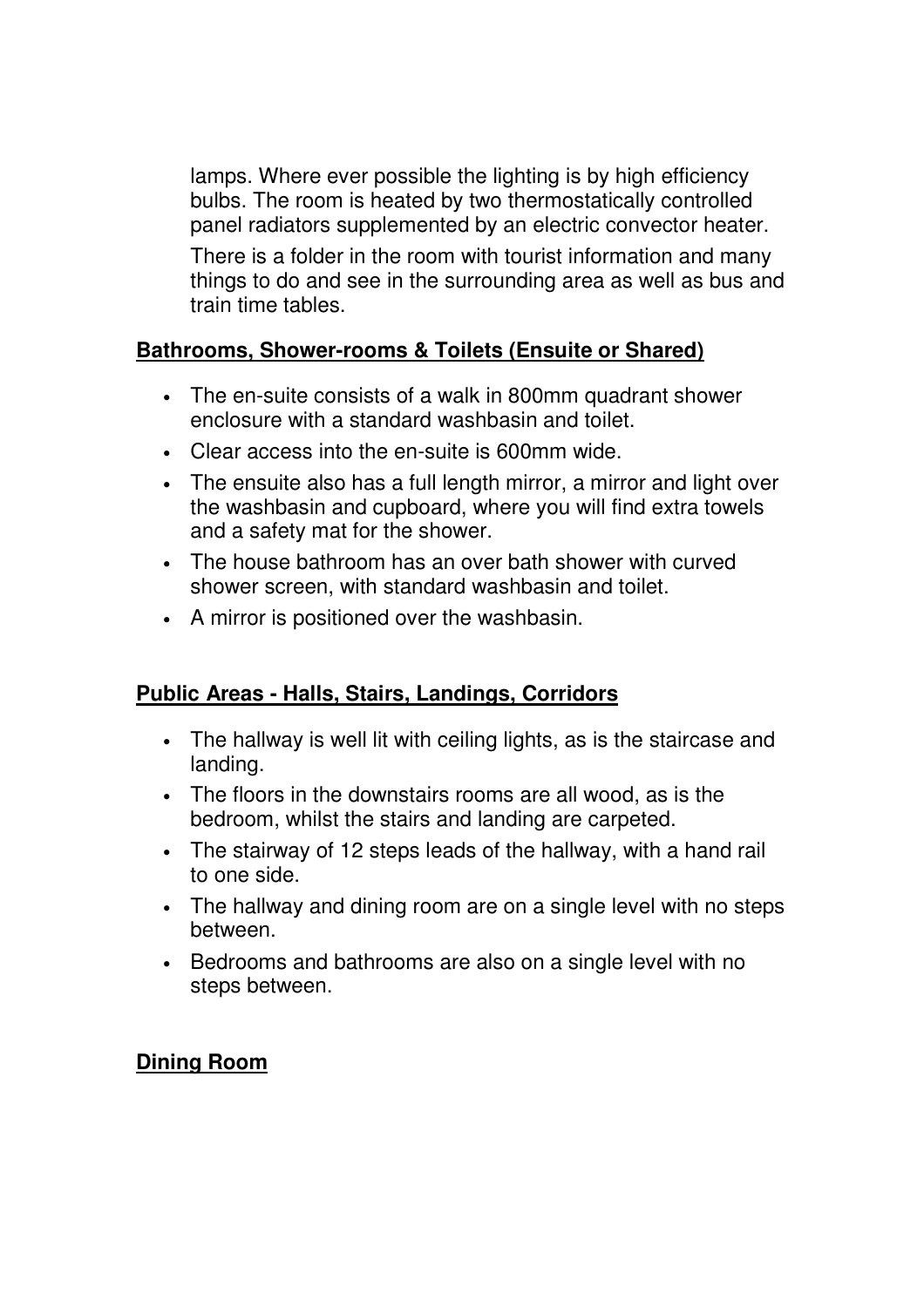lamps. Where ever possible the lighting is by high efficiency bulbs. The room is heated by two thermostatically controlled panel radiators supplemented by an electric convector heater.

There is a folder in the room with tourist information and many things to do and see in the surrounding area as well as bus and train time tables.

## Bathrooms, Shower-rooms & Toilets (Ensuite or Shared)

- The en-suite consists of a walk in 800mm quadrant shower enclosure with a standard washbasin and toilet.
- Clear access into the en-suite is 600mm wide.
- The ensuite also has a full length mirror, a mirror and light over the washbasin and cupboard, where you will find extra towels and a safety mat for the shower.
- The house bathroom has an over bath shower with curved shower screen, with standard washbasin and toilet.
- A mirror is positioned over the washbasin.

## Public Areas - Halls, Stairs, Landings, Corridors

- The hallway is well lit with ceiling lights, as is the staircase and landing.
- The floors in the downstairs rooms are all wood, as is the bedroom, whilst the stairs and landing are carpeted.
- The stairway of 12 steps leads of the hallway, with a hand rail to one side.
- The hallway and dining room are on a single level with no steps between.
- Bedrooms and bathrooms are also on a single level with no steps between.

## Dining Room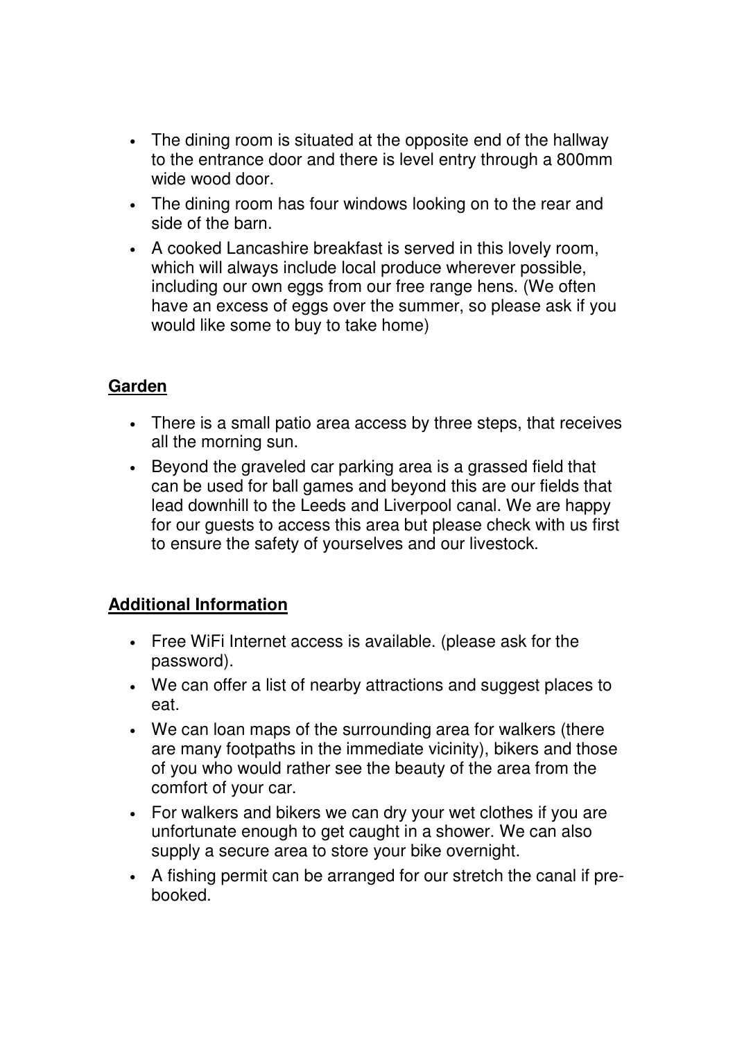- The dining room is situated at the opposite end of the hallway to the entrance door and there is level entry through a 800mm wide wood door.
- The dining room has four windows looking on to the rear and side of the barn.
- A cooked Lancashire breakfast is served in this lovely room, which will always include local produce wherever possible, including our own eggs from our free range hens. (We often have an excess of eggs over the summer, so please ask if you would like some to buy to take home)

## Garden

- There is a small patio area access by three steps, that receives all the morning sun.
- Beyond the graveled car parking area is a grassed field that can be used for ball games and beyond this are our fields that lead downhill to the Leeds and Liverpool canal. We are happy for our guests to access this area but please check with us first to ensure the safety of yourselves and our livestock.

## Additional Information

- Free WiFi Internet access is available. (please ask for the password).
- We can offer a list of nearby attractions and suggest places to eat.
- We can loan maps of the surrounding area for walkers (there are many footpaths in the immediate vicinity), bikers and those of you who would rather see the beauty of the area from the comfort of your car.
- For walkers and bikers we can dry your wet clothes if you are unfortunate enough to get caught in a shower. We can also supply a secure area to store your bike overnight.
- A fishing permit can be arranged for our stretch the canal if pre-booked.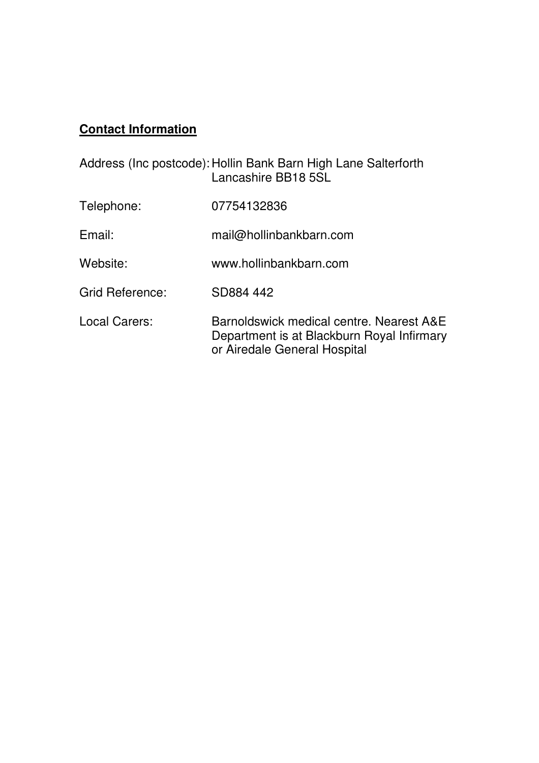**Contact Information**

| | |
|---|---|
| Address (Inc postcode): | Hollin Bank Barn High Lane Salterforth Lancashire BB18 5SL |
| Telephone: | 07754132836 |
| Email: | mail@hollinbankbarn.com |
| Website: | www.hollinbankbarn.com |
| Grid Reference: | SD884 442 |
| Local Carers: | Barnoldswick medical centre. Nearest A&E Department is at Blackburn Royal Infirmary or Airedale General Hospital |